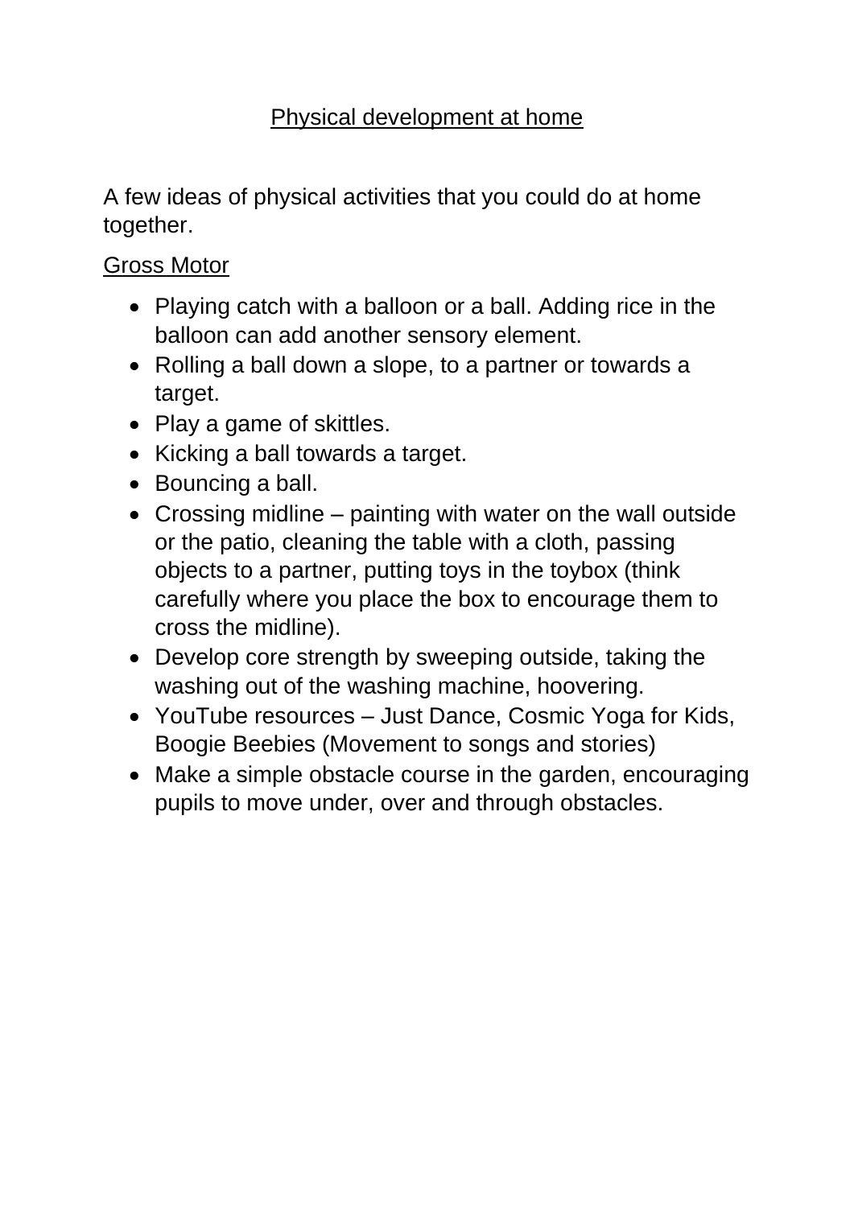# Physical development at home

A few ideas of physical activities that you could do at home together.

## Gross Motor

- Playing catch with a balloon or a ball. Adding rice in the balloon can add another sensory element.
- Rolling a ball down a slope, to a partner or towards a target.
- Play a game of skittles.
- Kicking a ball towards a target.
- Bouncing a ball.
- Crossing midline – painting with water on the wall outside or the patio, cleaning the table with a cloth, passing objects to a partner, putting toys in the toybox (think carefully where you place the box to encourage them to cross the midline).
- Develop core strength by sweeping outside, taking the washing out of the washing machine, hoovering.
- YouTube resources – Just Dance, Cosmic Yoga for Kids, Boogie Beebies (Movement to songs and stories)
- Make a simple obstacle course in the garden, encouraging pupils to move under, over and through obstacles.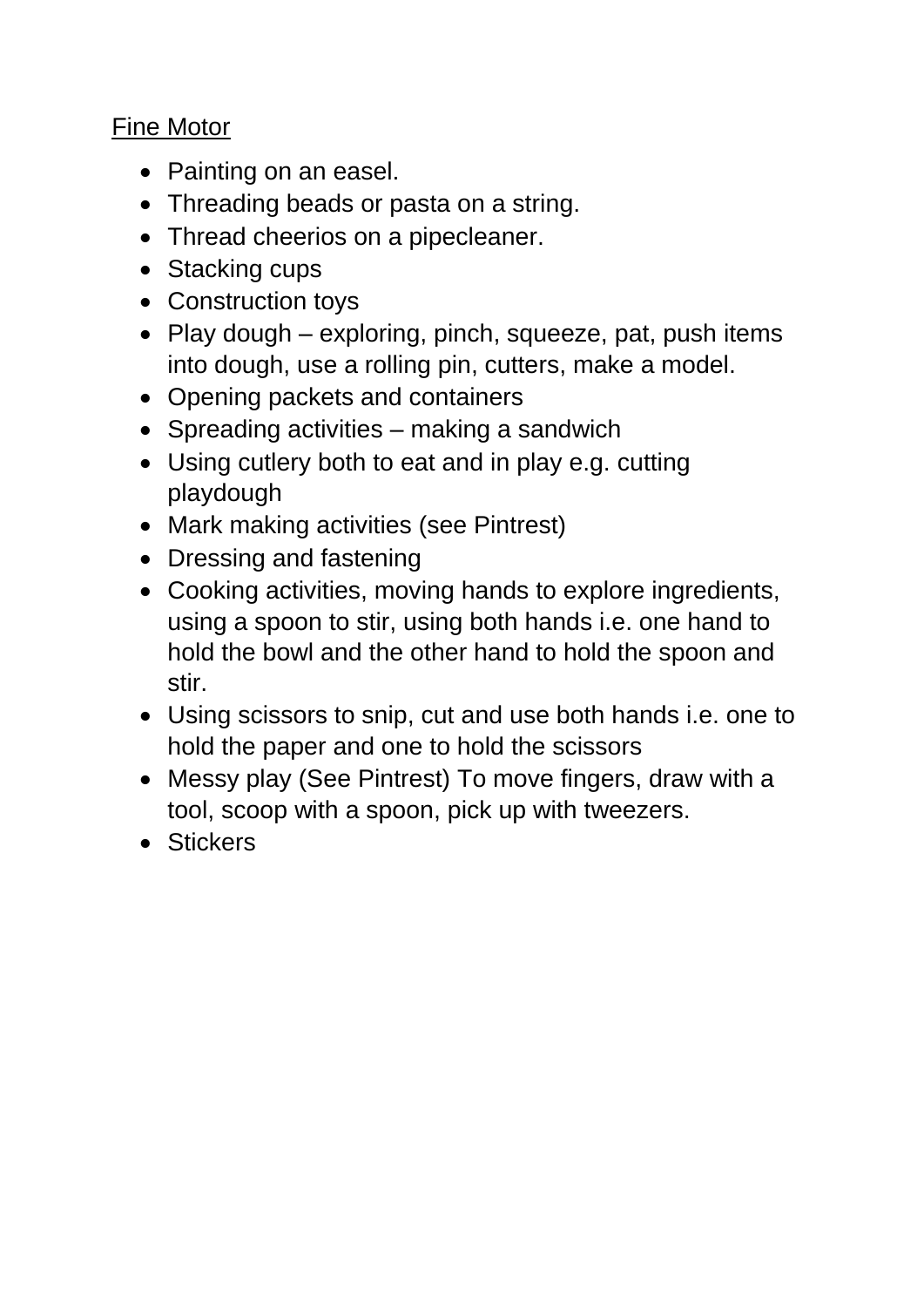<u>Fine Motor</u>

- Painting on an easel.
- Threading beads or pasta on a string.
- Thread cheerios on a pipecleaner.
- Stacking cups
- Construction toys
- Play dough – exploring, pinch, squeeze, pat, push items into dough, use a rolling pin, cutters, make a model.
- Opening packets and containers
- Spreading activities – making a sandwich
- Using cutlery both to eat and in play e.g. cutting playdough
- Mark making activities (see Pintrest)
- Dressing and fastening
- Cooking activities, moving hands to explore ingredients, using a spoon to stir, using both hands i.e. one hand to hold the bowl and the other hand to hold the spoon and stir.
- Using scissors to snip, cut and use both hands i.e. one to hold the paper and one to hold the scissors
- Messy play (See Pintrest) To move fingers, draw with a tool, scoop with a spoon, pick up with tweezers.
- Stickers